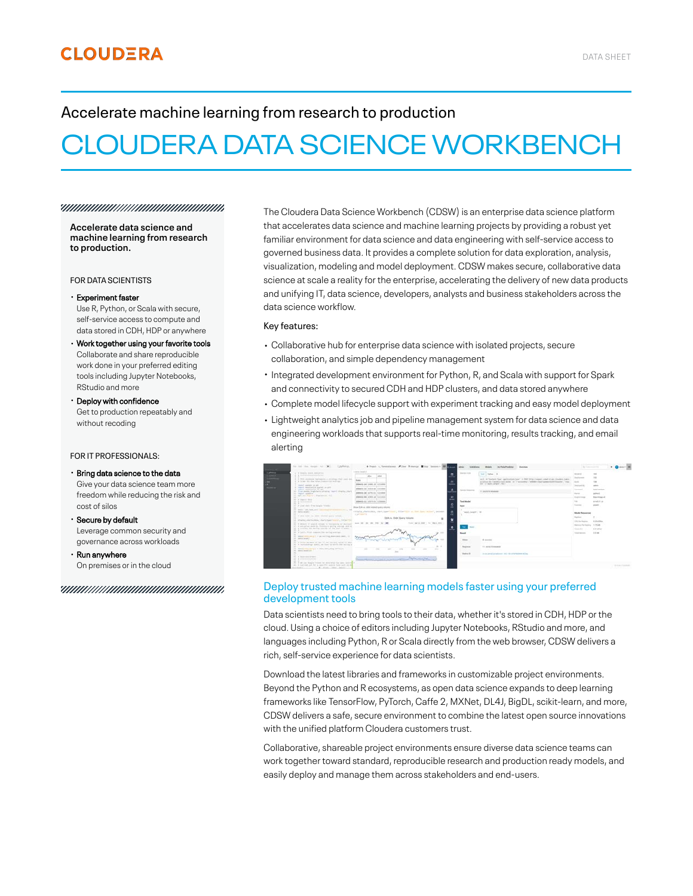CLOUDERA

DATA SHEET

Accelerate machine learning from research to production

# CLOUDERA DATA SCIENCE WORKBENCH

**Accelerate data science and machine learning from research to production.**

FOR DATA SCIENTISTS

- **Experiment faster**
  Use R, Python, or Scala with secure, self-service access to compute and data stored in CDH, HDP or anywhere
- **Work together using your favorite tools**
  Collaborate and share reproducible work done in your preferred editing tools including Jupyter Notebooks, RStudio and more
- **Deploy with confidence**
  Get to production repeatably and without recoding

FOR IT PROFESSIONALS:

- **Bring data science to the data**
  Give your data science team more freedom while reducing the risk and cost of silos
- **Secure by default**
  Leverage common security and governance across workloads
- **Run anywhere**
  On premises or in the cloud

The Cloudera Data Science Workbench (CDSW) is an enterprise data science platform that accelerates data science and machine learning projects by providing a robust yet familiar environment for data science and data engineering with self-service access to governed business data. It provides a complete solution for data exploration, analysis, visualization, modeling and model deployment. CDSW makes secure, collaborative data science at scale a reality for the enterprise, accelerating the delivery of new data products and unifying IT, data science, developers, analysts and business stakeholders across the data science workflow.

Key features:

- Collaborative hub for enterprise data science with isolated projects, secure collaboration, and simple dependency management
- Integrated development environment for Python, R, and Scala with support for Spark and connectivity to secured CDH and HDP clusters, and data stored anywhere
- Complete model lifecycle support with experiment tracking and easy model deployment
- Lightweight analytics job and pipeline management system for data science and data engineering workloads that supports real-time monitoring, results tracking, and email alerting

## Deploy trusted machine learning models faster using your preferred development tools

Data scientists need to bring tools to their data, whether it's stored in CDH, HDP or the cloud. Using a choice of editors including Jupyter Notebooks, RStudio and more, and languages including Python, R or Scala directly from the web browser, CDSW delivers a rich, self-service experience for data scientists.

Download the latest libraries and frameworks in customizable project environments. Beyond the Python and R ecosystems, as open data science expands to deep learning frameworks like TensorFlow, PyTorch, Caffe 2, MXNet, DL4J, BigDL, scikit-learn, and more, CDSW delivers a safe, secure environment to combine the latest open source innovations with the unified platform Cloudera customers trust.

Collaborative, shareable project environments ensure diverse data science teams can work together toward standard, reproducible research and production ready models, and easily deploy and manage them across stakeholders and end-users.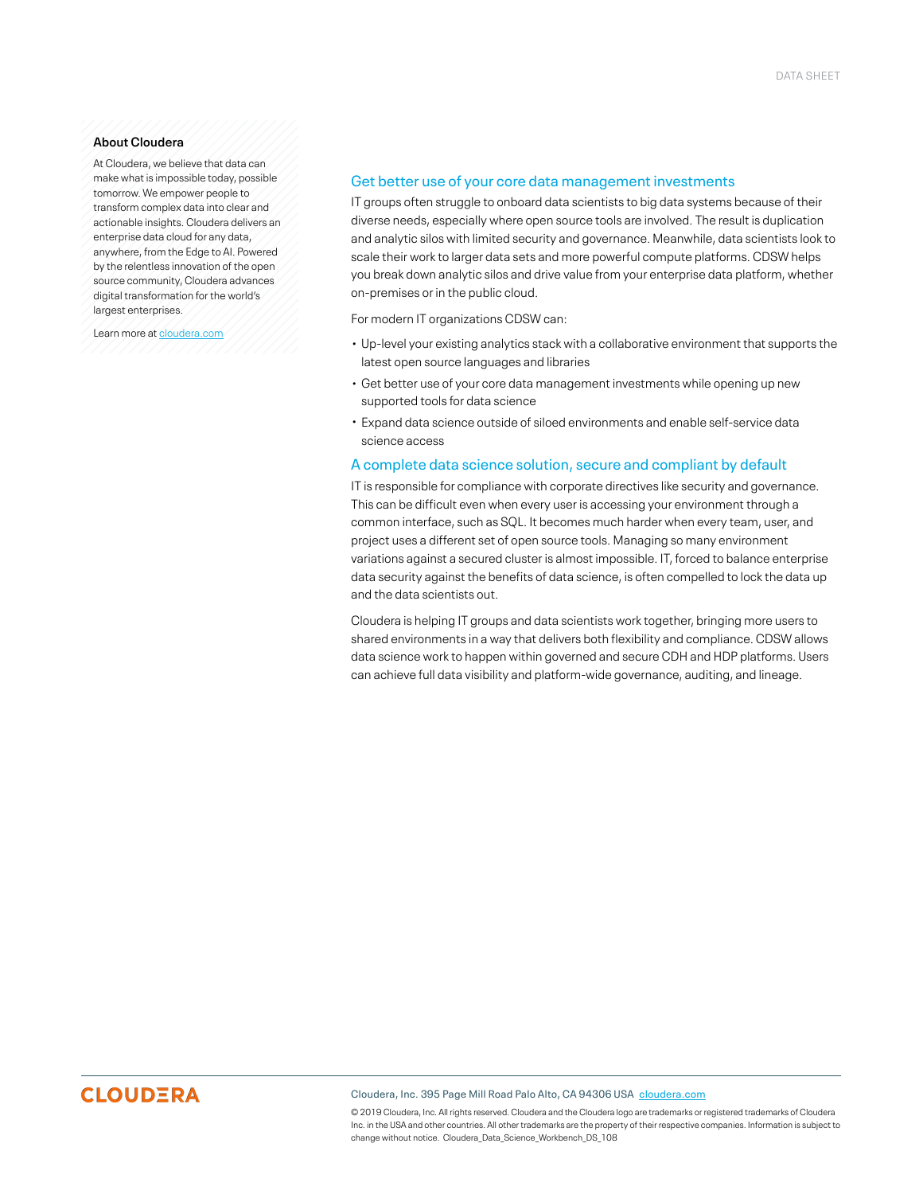## About Cloudera

At Cloudera, we believe that data can make what is impossible today, possible tomorrow. We empower people to transform complex data into clear and actionable insights. Cloudera delivers an enterprise data cloud for any data, anywhere, from the Edge to AI. Powered by the relentless innovation of the open source community, Cloudera advances digital transformation for the world's largest enterprises.

Learn more at cloudera.com

## Get better use of your core data management investments

IT groups often struggle to onboard data scientists to big data systems because of their diverse needs, especially where open source tools are involved. The result is duplication and analytic silos with limited security and governance. Meanwhile, data scientists look to scale their work to larger data sets and more powerful compute platforms. CDSW helps you break down analytic silos and drive value from your enterprise data platform, whether on-premises or in the public cloud.

For modern IT organizations CDSW can:

- Up-level your existing analytics stack with a collaborative environment that supports the latest open source languages and libraries
- Get better use of your core data management investments while opening up new supported tools for data science
- Expand data science outside of siloed environments and enable self-service data science access

## A complete data science solution, secure and compliant by default

IT is responsible for compliance with corporate directives like security and governance. This can be difficult even when every user is accessing your environment through a common interface, such as SQL. It becomes much harder when every team, user, and project uses a different set of open source tools. Managing so many environment variations against a secured cluster is almost impossible. IT, forced to balance enterprise data security against the benefits of data science, is often compelled to lock the data up and the data scientists out.

Cloudera is helping IT groups and data scientists work together, bringing more users to shared environments in a way that delivers both flexibility and compliance. CDSW allows data science work to happen within governed and secure CDH and HDP platforms. Users can achieve full data visibility and platform-wide governance, auditing, and lineage.

CLOUDERA

Cloudera, Inc. 395 Page Mill Road Palo Alto, CA 94306 USA cloudera.com

© 2019 Cloudera, Inc. All rights reserved. Cloudera and the Cloudera logo are trademarks or registered trademarks of Cloudera Inc. in the USA and other countries. All other trademarks are the property of their respective companies. Information is subject to change without notice. Cloudera_Data_Science_Workbench_DS_108